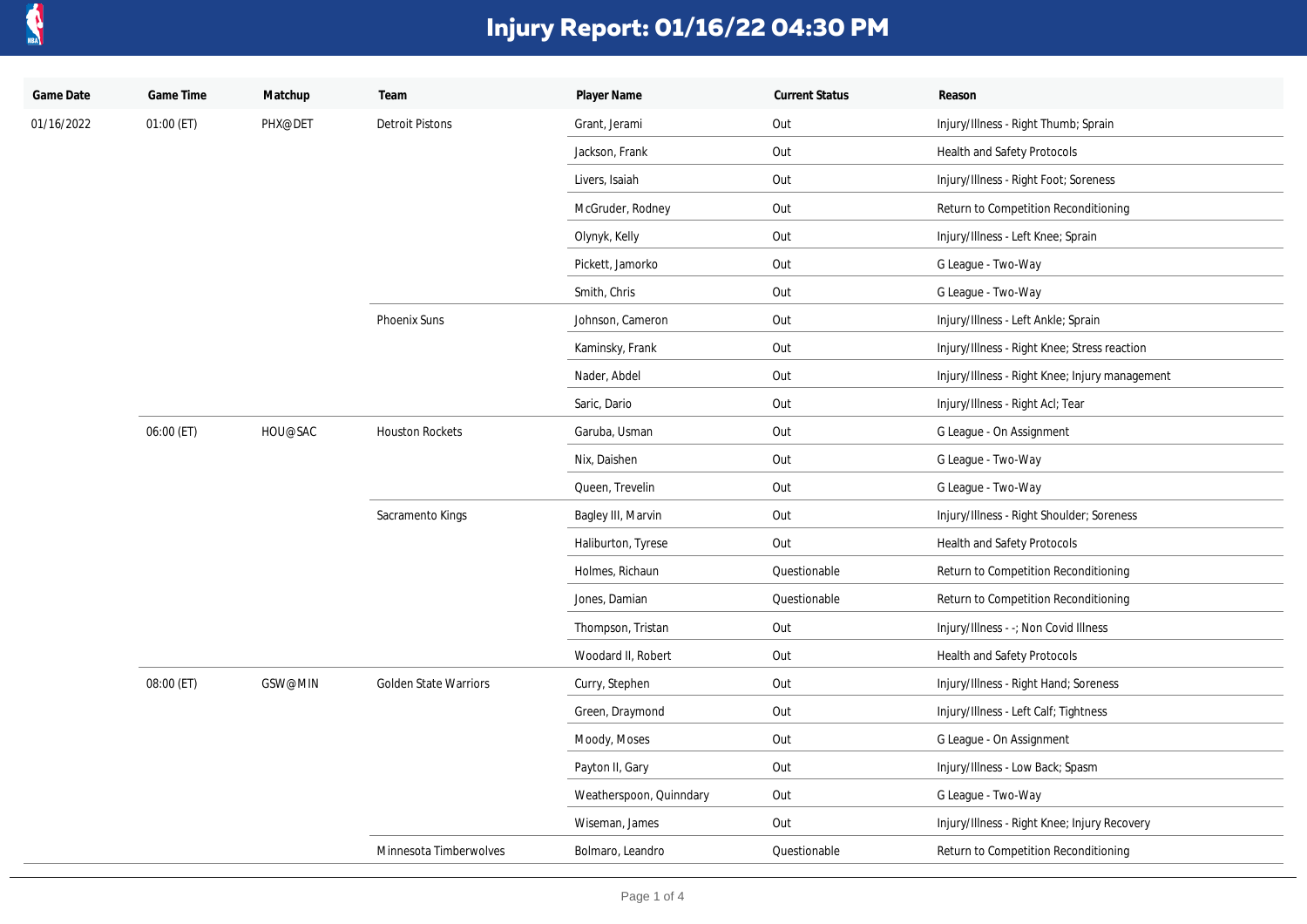# Injury Report: 01/16/22 04:30 PM

| Game Date | Game Time | Matchup | Team | Player Name | Current Status | Reason |
|---|---|---|---|---|---|---|
| 01/16/2022 | 01:00 (ET) | PHX@DET | Detroit Pistons | Grant, Jerami | Out | Injury/Illness - Right Thumb; Sprain |
| | | | | Jackson, Frank | Out | Health and Safety Protocols |
| | | | | Livers, Isaiah | Out | Injury/Illness - Right Foot; Soreness |
| | | | | McGruder, Rodney | Out | Return to Competition Reconditioning |
| | | | | Olynyk, Kelly | Out | Injury/Illness - Left Knee; Sprain |
| | | | | Pickett, Jamorko | Out | G League - Two-Way |
| | | | | Smith, Chris | Out | G League - Two-Way |
| | | | Phoenix Suns | Johnson, Cameron | Out | Injury/Illness - Left Ankle; Sprain |
| | | | | Kaminsky, Frank | Out | Injury/Illness - Right Knee; Stress reaction |
| | | | | Nader, Abdel | Out | Injury/Illness - Right Knee; Injury management |
| | | | | Saric, Dario | Out | Injury/Illness - Right Acl; Tear |
| | 06:00 (ET) | HOU@SAC | Houston Rockets | Garuba, Usman | Out | G League - On Assignment |
| | | | | Nix, Daishen | Out | G League - Two-Way |
| | | | | Queen, Trevelin | Out | G League - Two-Way |
| | | | Sacramento Kings | Bagley III, Marvin | Out | Injury/Illness - Right Shoulder; Soreness |
| | | | | Haliburton, Tyrese | Out | Health and Safety Protocols |
| | | | | Holmes, Richaun | Questionable | Return to Competition Reconditioning |
| | | | | Jones, Damian | Questionable | Return to Competition Reconditioning |
| | | | | Thompson, Tristan | Out | Injury/Illness - -; Non Covid Illness |
| | | | | Woodard II, Robert | Out | Health and Safety Protocols |
| | 08:00 (ET) | GSW@MIN | Golden State Warriors | Curry, Stephen | Out | Injury/Illness - Right Hand; Soreness |
| | | | | Green, Draymond | Out | Injury/Illness - Left Calf; Tightness |
| | | | | Moody, Moses | Out | G League - On Assignment |
| | | | | Payton II, Gary | Out | Injury/Illness - Low Back; Spasm |
| | | | | Weatherspoon, Quinndary | Out | G League - Two-Way |
| | | | | Wiseman, James | Out | Injury/Illness - Right Knee; Injury Recovery |
| | | | Minnesota Timberwolves | Bolmaro, Leandro | Questionable | Return to Competition Reconditioning |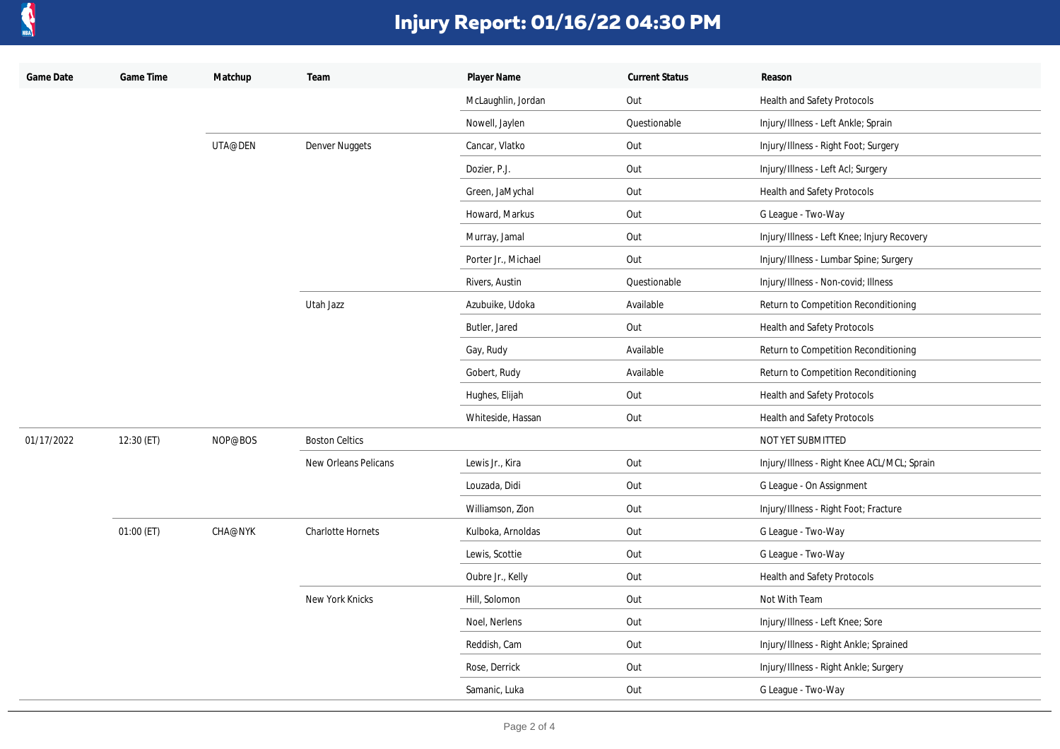# Injury Report: 01/16/22 04:30 PM

| Game Date | Game Time | Matchup | Team | Player Name | Current Status | Reason |
|---|---|---|---|---|---|---|
| | | | | McLaughlin, Jordan | Out | Health and Safety Protocols |
| | | | | Nowell, Jaylen | Questionable | Injury/Illness - Left Ankle; Sprain |
| | | UTA@DEN | Denver Nuggets | Cancar, Vlatko | Out | Injury/Illness - Right Foot; Surgery |
| | | | | Dozier, P.J. | Out | Injury/Illness - Left Acl; Surgery |
| | | | | Green, JaMychal | Out | Health and Safety Protocols |
| | | | | Howard, Markus | Out | G League - Two-Way |
| | | | | Murray, Jamal | Out | Injury/Illness - Left Knee; Injury Recovery |
| | | | | Porter Jr., Michael | Out | Injury/Illness - Lumbar Spine; Surgery |
| | | | | Rivers, Austin | Questionable | Injury/Illness - Non-covid; Illness |
| | | | Utah Jazz | Azubuike, Udoka | Available | Return to Competition Reconditioning |
| | | | | Butler, Jared | Out | Health and Safety Protocols |
| | | | | Gay, Rudy | Available | Return to Competition Reconditioning |
| | | | | Gobert, Rudy | Available | Return to Competition Reconditioning |
| | | | | Hughes, Elijah | Out | Health and Safety Protocols |
| | | | | Whiteside, Hassan | Out | Health and Safety Protocols |
| 01/17/2022 | 12:30 (ET) | NOP@BOS | Boston Celtics | | | NOT YET SUBMITTED |
| | | | New Orleans Pelicans | Lewis Jr., Kira | Out | Injury/Illness - Right Knee ACL/MCL; Sprain |
| | | | | Louzada, Didi | Out | G League - On Assignment |
| | | | | Williamson, Zion | Out | Injury/Illness - Right Foot; Fracture |
| | 01:00 (ET) | CHA@NYK | Charlotte Hornets | Kulboka, Arnoldas | Out | G League - Two-Way |
| | | | | Lewis, Scottie | Out | G League - Two-Way |
| | | | | Oubre Jr., Kelly | Out | Health and Safety Protocols |
| | | | New York Knicks | Hill, Solomon | Out | Not With Team |
| | | | | Noel, Nerlens | Out | Injury/Illness - Left Knee; Sore |
| | | | | Reddish, Cam | Out | Injury/Illness - Right Ankle; Sprained |
| | | | | Rose, Derrick | Out | Injury/Illness - Right Ankle; Surgery |
| | | | | Samanic, Luka | Out | G League - Two-Way |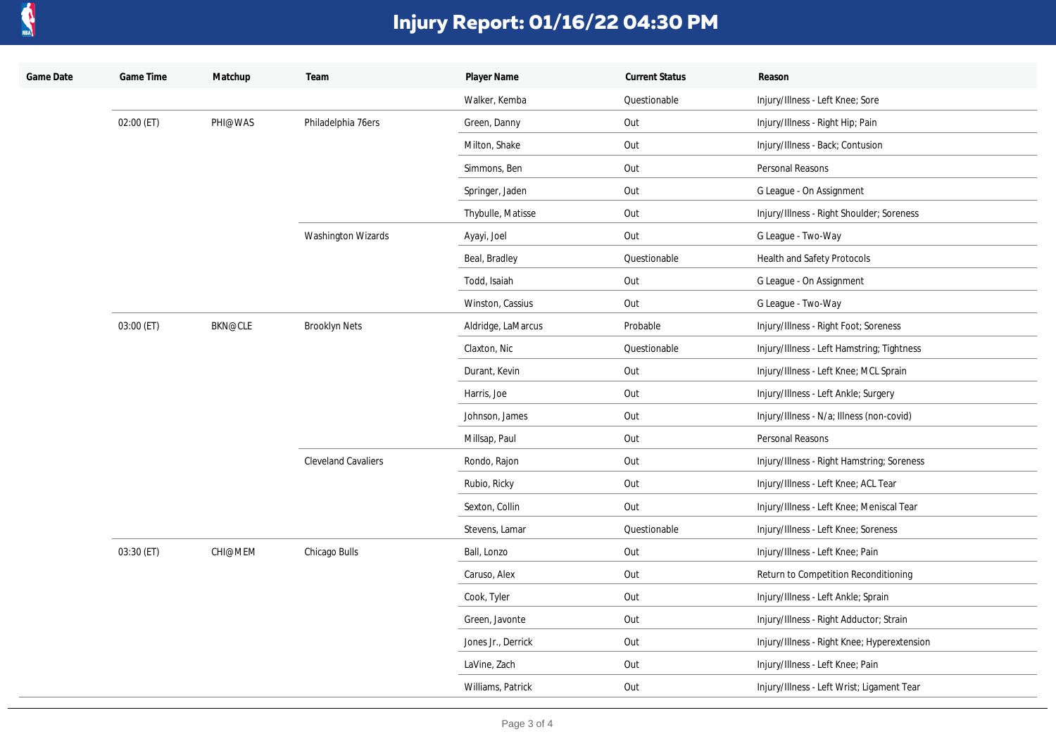# Injury Report: 01/16/22 04:30 PM

| Game Date | Game Time | Matchup | Team | Player Name | Current Status | Reason |
|---|---|---|---|---|---|---|
| | | | | Walker, Kemba | Questionable | Injury/Illness - Left Knee; Sore |
| | 02:00 (ET) | PHI@WAS | Philadelphia 76ers | Green, Danny | Out | Injury/Illness - Right Hip; Pain |
| | | | | Milton, Shake | Out | Injury/Illness - Back; Contusion |
| | | | | Simmons, Ben | Out | Personal Reasons |
| | | | | Springer, Jaden | Out | G League - On Assignment |
| | | | | Thybulle, Matisse | Out | Injury/Illness - Right Shoulder; Soreness |
| | | | Washington Wizards | Ayayi, Joel | Out | G League - Two-Way |
| | | | | Beal, Bradley | Questionable | Health and Safety Protocols |
| | | | | Todd, Isaiah | Out | G League - On Assignment |
| | | | | Winston, Cassius | Out | G League - Two-Way |
| | 03:00 (ET) | BKN@CLE | Brooklyn Nets | Aldridge, LaMarcus | Probable | Injury/Illness - Right Foot; Soreness |
| | | | | Claxton, Nic | Questionable | Injury/Illness - Left Hamstring; Tightness |
| | | | | Durant, Kevin | Out | Injury/Illness - Left Knee; MCL Sprain |
| | | | | Harris, Joe | Out | Injury/Illness - Left Ankle; Surgery |
| | | | | Johnson, James | Out | Injury/Illness - N/a; Illness (non-covid) |
| | | | | Millsap, Paul | Out | Personal Reasons |
| | | | Cleveland Cavaliers | Rondo, Rajon | Out | Injury/Illness - Right Hamstring; Soreness |
| | | | | Rubio, Ricky | Out | Injury/Illness - Left Knee; ACL Tear |
| | | | | Sexton, Collin | Out | Injury/Illness - Left Knee; Meniscal Tear |
| | | | | Stevens, Lamar | Questionable | Injury/Illness - Left Knee; Soreness |
| | 03:30 (ET) | CHI@MEM | Chicago Bulls | Ball, Lonzo | Out | Injury/Illness - Left Knee; Pain |
| | | | | Caruso, Alex | Out | Return to Competition Reconditioning |
| | | | | Cook, Tyler | Out | Injury/Illness - Left Ankle; Sprain |
| | | | | Green, Javonte | Out | Injury/Illness - Right Adductor; Strain |
| | | | | Jones Jr., Derrick | Out | Injury/Illness - Right Knee; Hyperextension |
| | | | | LaVine, Zach | Out | Injury/Illness - Left Knee; Pain |
| | | | | Williams, Patrick | Out | Injury/Illness - Left Wrist; Ligament Tear |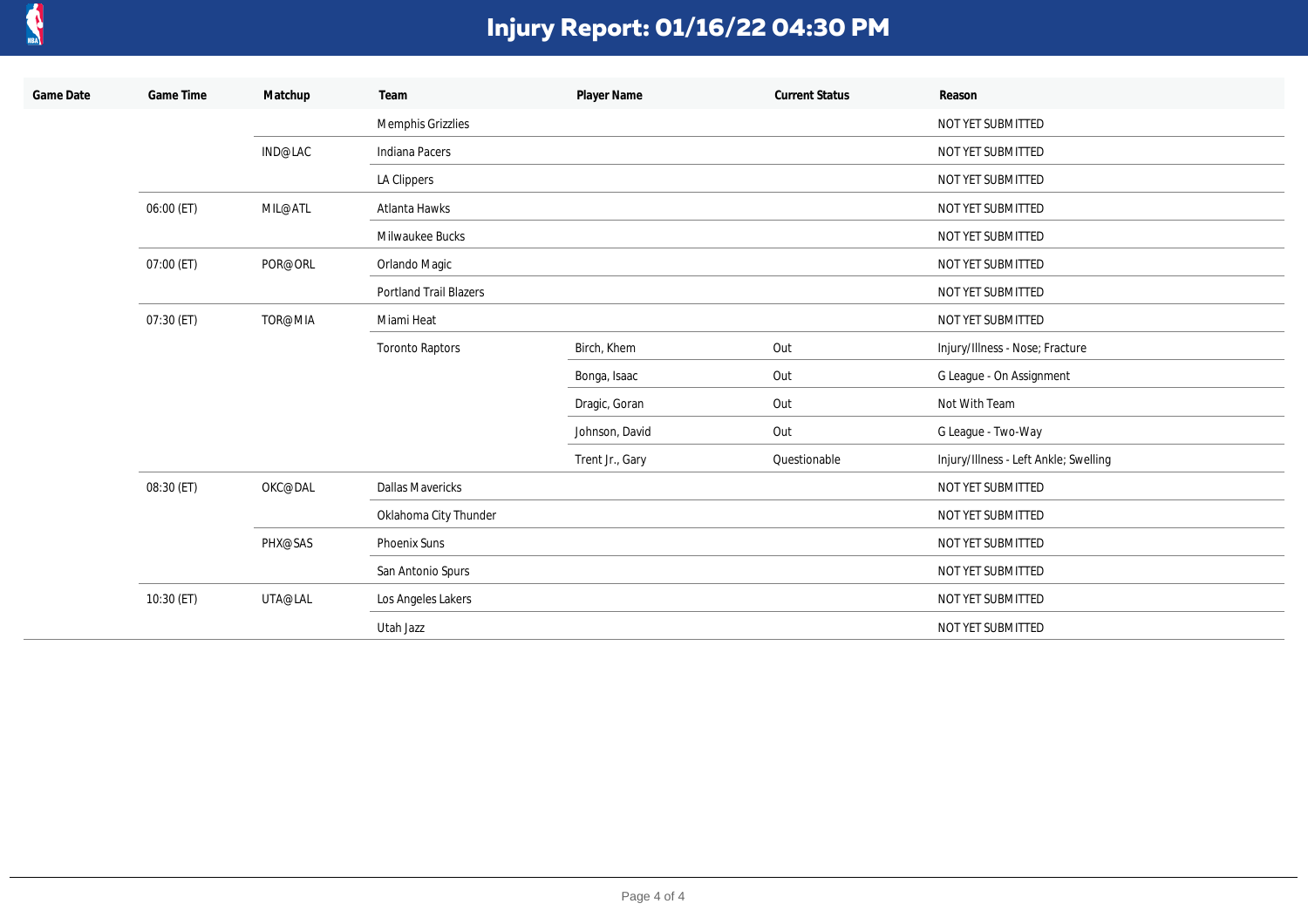# Injury Report: 01/16/22 04:30 PM

| Game Date | Game Time | Matchup | Team | Player Name | Current Status | Reason |
|---|---|---|---|---|---|---|
| | | | Memphis Grizzlies | | | NOT YET SUBMITTED |
| | | IND@LAC | Indiana Pacers | | | NOT YET SUBMITTED |
| | | | LA Clippers | | | NOT YET SUBMITTED |
| | 06:00 (ET) | MIL@ATL | Atlanta Hawks | | | NOT YET SUBMITTED |
| | | | Milwaukee Bucks | | | NOT YET SUBMITTED |
| | 07:00 (ET) | POR@ORL | Orlando Magic | | | NOT YET SUBMITTED |
| | | | Portland Trail Blazers | | | NOT YET SUBMITTED |
| | 07:30 (ET) | TOR@MIA | Miami Heat | | | NOT YET SUBMITTED |
| | | | Toronto Raptors | Birch, Khem | Out | Injury/Illness - Nose; Fracture |
| | | | | Bonga, Isaac | Out | G League - On Assignment |
| | | | | Dragic, Goran | Out | Not With Team |
| | | | | Johnson, David | Out | G League - Two-Way |
| | | | | Trent Jr., Gary | Questionable | Injury/Illness - Left Ankle; Swelling |
| | 08:30 (ET) | OKC@DAL | Dallas Mavericks | | | NOT YET SUBMITTED |
| | | | Oklahoma City Thunder | | | NOT YET SUBMITTED |
| | | PHX@SAS | Phoenix Suns | | | NOT YET SUBMITTED |
| | | | San Antonio Spurs | | | NOT YET SUBMITTED |
| | 10:30 (ET) | UTA@LAL | Los Angeles Lakers | | | NOT YET SUBMITTED |
| | | | Utah Jazz | | | NOT YET SUBMITTED |